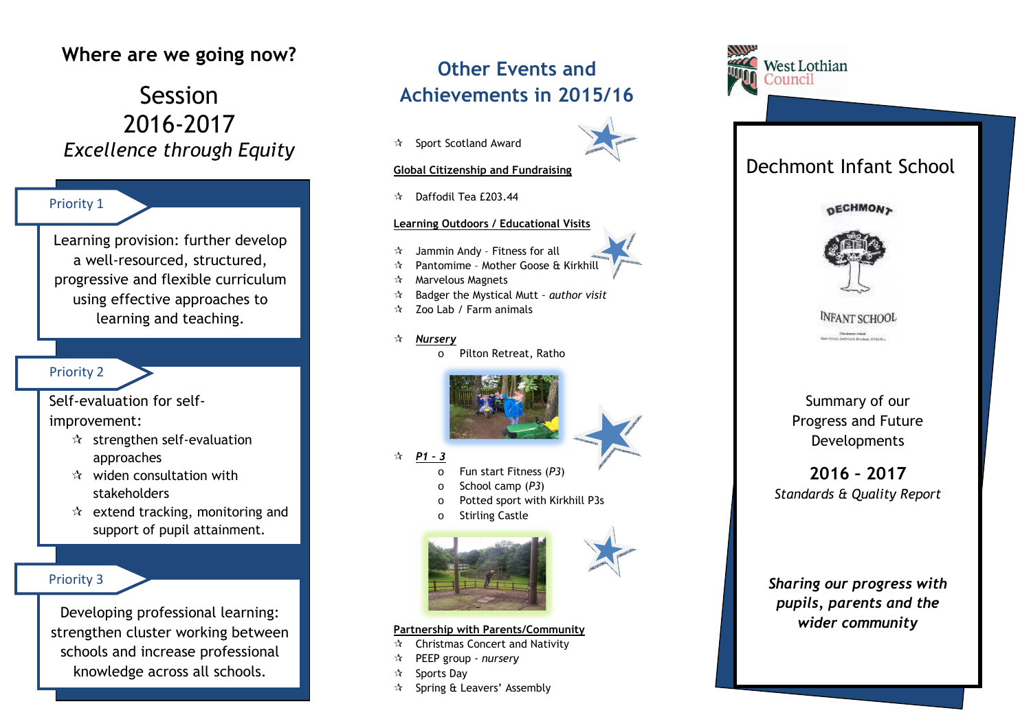## Where are we going now?

# Session 2016-2017

*Excellence through Equity*

### Priority 1

Learning provision: further develop a well-resourced, structured, progressive and flexible curriculum using effective approaches to learning and teaching.

### Priority 2

Self-evaluation for self-improvement:

- ☆ strengthen self-evaluation approaches
- ☆ widen consultation with stakeholders
- ☆ extend tracking, monitoring and support of pupil attainment.

### Priority 3

Developing professional learning: strengthen cluster working between schools and increase professional knowledge across all schools.

## Other Events and Achievements in 2015/16

- ☆ Sport Scotland Award

**Global Citizenship and Fundraising**

- ☆ Daffodil Tea £203.44

**Learning Outdoors / Educational Visits**

- ☆ Jammin Andy – Fitness for all
- ☆ Pantomime – Mother Goose & Kirkhill
- ☆ Marvelous Magnets
- ☆ Badger the Mystical Mutt - *author visit*
- ☆ Zoo Lab / Farm animals
- ☆ ***Nursery***
  - Pilton Retreat, Ratho
- ☆ ***P1 - 3***
  - Fun start Fitness (*P3*)
  - School camp (*P3*)
  - Potted sport with Kirkhill P3s
  - Stirling Castle

**Partnership with Parents/Community**

- ☆ Christmas Concert and Nativity
- ☆ PEEP group - *nursery*
- ☆ Sports Day
- ☆ Spring & Leavers' Assembly

West Lothian Council

# Dechmont Infant School

DECHMONT INFANT SCHOOL

Summary of our Progress and Future Developments

**2016 – 2017**

*Standards & Quality Report*

***Sharing our progress with pupils, parents and the wider community***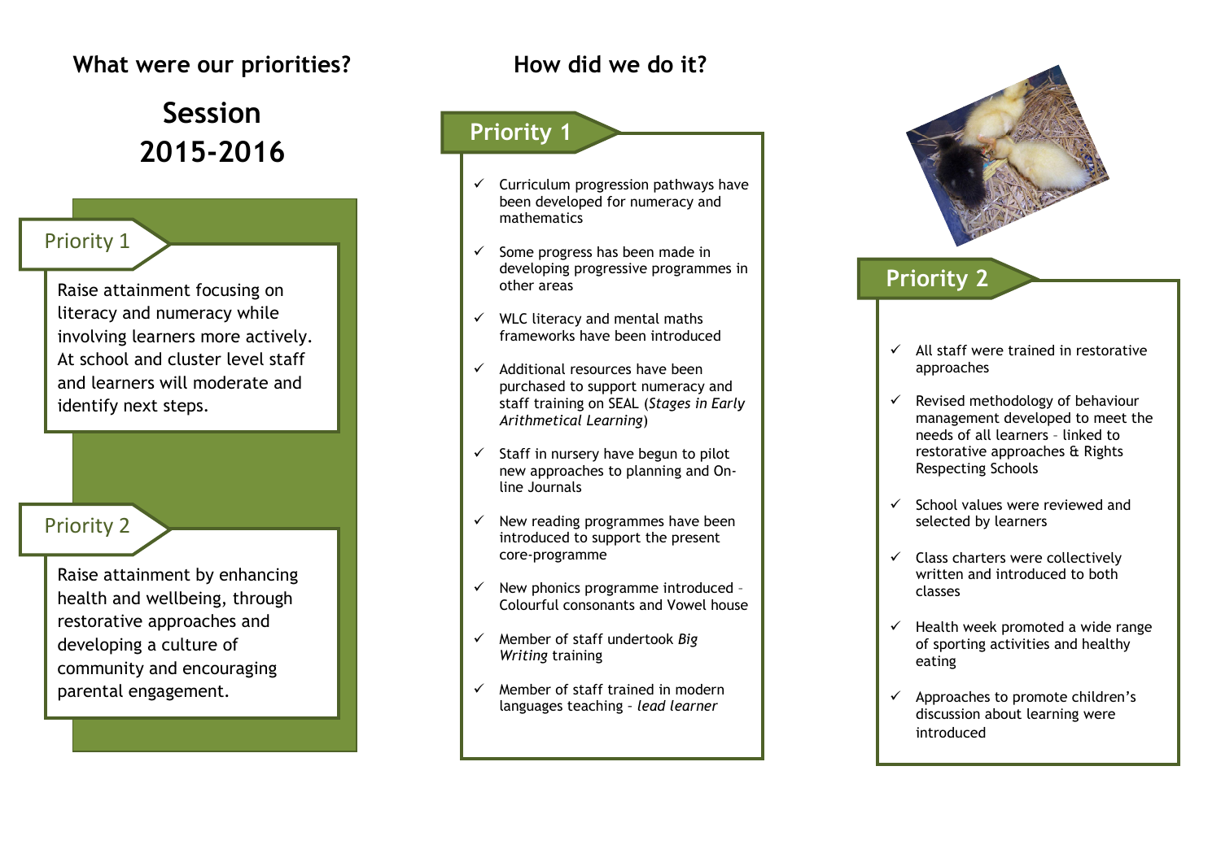## What were our priorities?

# Session 2015-2016

### Priority 1

Raise attainment focusing on literacy and numeracy while involving learners more actively. At school and cluster level staff and learners will moderate and identify next steps.

### Priority 2

Raise attainment by enhancing health and wellbeing, through restorative approaches and developing a culture of community and encouraging parental engagement.

## How did we do it?

### Priority 1

- ✓ Curriculum progression pathways have been developed for numeracy and mathematics
- ✓ Some progress has been made in developing progressive programmes in other areas
- ✓ WLC literacy and mental maths frameworks have been introduced
- ✓ Additional resources have been purchased to support numeracy and staff training on SEAL (*Stages in Early Arithmetical Learning*)
- ✓ Staff in nursery have begun to pilot new approaches to planning and On-line Journals
- ✓ New reading programmes have been introduced to support the present core-programme
- ✓ New phonics programme introduced – Colourful consonants and Vowel house
- ✓ Member of staff undertook *Big Writing* training
- ✓ Member of staff trained in modern languages teaching – *lead learner*

### Priority 2

- ✓ All staff were trained in restorative approaches
- ✓ Revised methodology of behaviour management developed to meet the needs of all learners – linked to restorative approaches & Rights Respecting Schools
- ✓ School values were reviewed and selected by learners
- ✓ Class charters were collectively written and introduced to both classes
- ✓ Health week promoted a wide range of sporting activities and healthy eating
- ✓ Approaches to promote children's discussion about learning were introduced